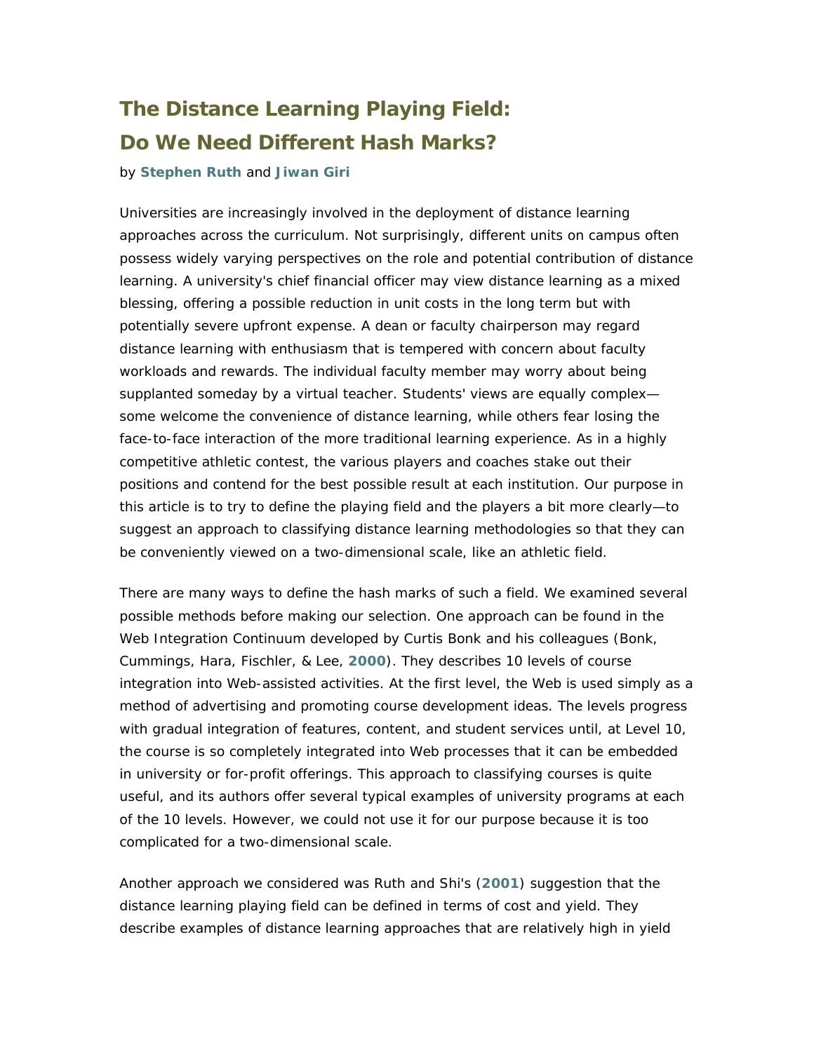# The Distance Learning Playing Field: Do We Need Different Hash Marks?

by **Stephen Ruth** and **Jiwan Giri**

Universities are increasingly involved in the deployment of distance learning approaches across the curriculum. Not surprisingly, different units on campus often possess widely varying perspectives on the role and potential contribution of distance learning. A university's chief financial officer may view distance learning as a mixed blessing, offering a possible reduction in unit costs in the long term but with potentially severe upfront expense. A dean or faculty chairperson may regard distance learning with enthusiasm that is tempered with concern about faculty workloads and rewards. The individual faculty member may worry about being supplanted someday by a virtual teacher. Students' views are equally complex—some welcome the convenience of distance learning, while others fear losing the face-to-face interaction of the more traditional learning experience. As in a highly competitive athletic contest, the various players and coaches stake out their positions and contend for the best possible result at each institution. Our purpose in this article is to try to define the playing field and the players a bit more clearly—to suggest an approach to classifying distance learning methodologies so that they can be conveniently viewed on a two-dimensional scale, like an athletic field.

There are many ways to define the hash marks of such a field. We examined several possible methods before making our selection. One approach can be found in the Web Integration Continuum developed by Curtis Bonk and his colleagues (Bonk, Cummings, Hara, Fischler, & Lee, **2000**). They describes 10 levels of course integration into Web-assisted activities. At the first level, the Web is used simply as a method of advertising and promoting course development ideas. The levels progress with gradual integration of features, content, and student services until, at Level 10, the course is so completely integrated into Web processes that it can be embedded in university or for-profit offerings. This approach to classifying courses is quite useful, and its authors offer several typical examples of university programs at each of the 10 levels. However, we could not use it for our purpose because it is too complicated for a two-dimensional scale.

Another approach we considered was Ruth and Shi's (**2001**) suggestion that the distance learning playing field can be defined in terms of cost and yield. They describe examples of distance learning approaches that are relatively high in yield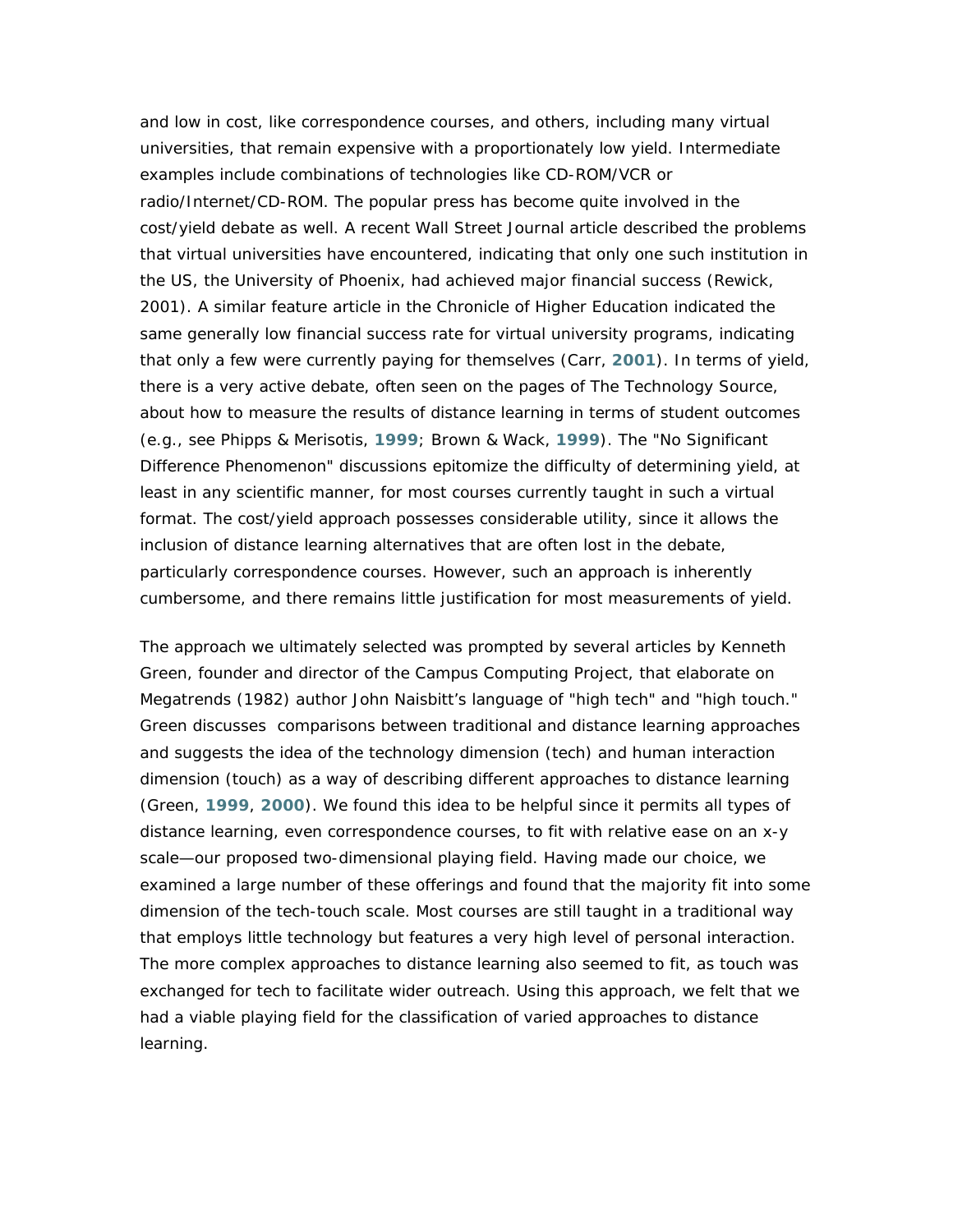and low in cost, like correspondence courses, and others, including many virtual universities, that remain expensive with a proportionately low yield. Intermediate examples include combinations of technologies like CD-ROM/VCR or radio/Internet/CD-ROM. The popular press has become quite involved in the cost/yield debate as well. A recent Wall Street Journal article described the problems that virtual universities have encountered, indicating that only one such institution in the US, the University of Phoenix, had achieved major financial success (Rewick, 2001). A similar feature article in the Chronicle of Higher Education indicated the same generally low financial success rate for virtual university programs, indicating that only a few were currently paying for themselves (Carr, **2001**). In terms of yield, there is a very active debate, often seen on the pages of The Technology Source, about how to measure the results of distance learning in terms of student outcomes (e.g., see Phipps & Merisotis, **1999**; Brown & Wack, **1999**). The "No Significant Difference Phenomenon" discussions epitomize the difficulty of determining yield, at least in any scientific manner, for most courses currently taught in such a virtual format. The cost/yield approach possesses considerable utility, since it allows the inclusion of distance learning alternatives that are often lost in the debate, particularly correspondence courses. However, such an approach is inherently cumbersome, and there remains little justification for most measurements of yield.

The approach we ultimately selected was prompted by several articles by Kenneth Green, founder and director of the Campus Computing Project, that elaborate on Megatrends (1982) author John Naisbitt's language of "high tech" and "high touch." Green discusses comparisons between traditional and distance learning approaches and suggests the idea of the technology dimension (tech) and human interaction dimension (touch) as a way of describing different approaches to distance learning (Green, **1999**, **2000**). We found this idea to be helpful since it permits all types of distance learning, even correspondence courses, to fit with relative ease on an x-y scale—our proposed two-dimensional playing field. Having made our choice, we examined a large number of these offerings and found that the majority fit into some dimension of the tech-touch scale. Most courses are still taught in a traditional way that employs little technology but features a very high level of personal interaction. The more complex approaches to distance learning also seemed to fit, as touch was exchanged for tech to facilitate wider outreach. Using this approach, we felt that we had a viable playing field for the classification of varied approaches to distance learning.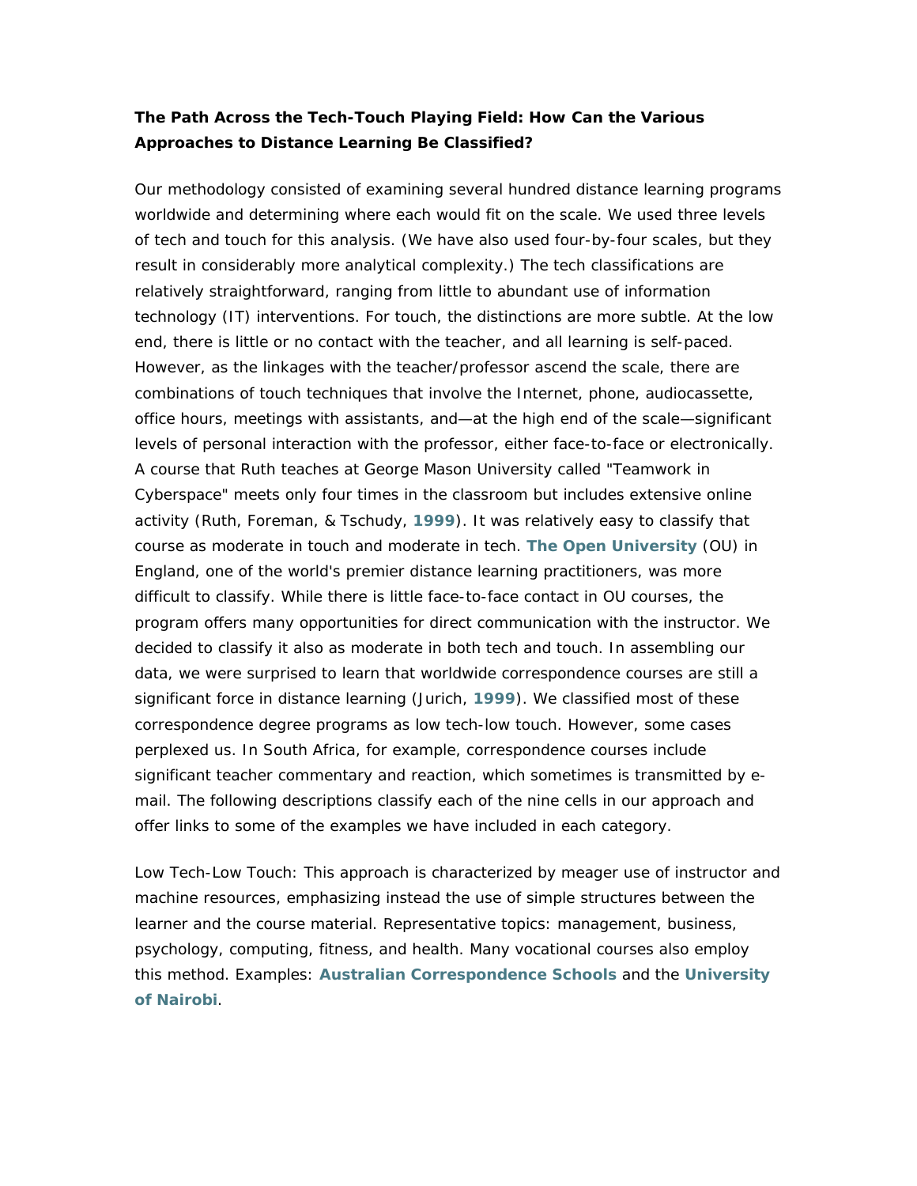**The Path Across the Tech-Touch Playing Field: How Can the Various Approaches to Distance Learning Be Classified?**

Our methodology consisted of examining several hundred distance learning programs worldwide and determining where each would fit on the scale. We used three levels of tech and touch for this analysis. (We have also used four-by-four scales, but they result in considerably more analytical complexity.) The tech classifications are relatively straightforward, ranging from little to abundant use of information technology (IT) interventions. For touch, the distinctions are more subtle. At the low end, there is little or no contact with the teacher, and all learning is self-paced. However, as the linkages with the teacher/professor ascend the scale, there are combinations of touch techniques that involve the Internet, phone, audiocassette, office hours, meetings with assistants, and—at the high end of the scale—significant levels of personal interaction with the professor, either face-to-face or electronically. A course that Ruth teaches at George Mason University called "Teamwork in Cyberspace" meets only four times in the classroom but includes extensive online activity (Ruth, Foreman, & Tschudy, **1999**). It was relatively easy to classify that course as moderate in touch and moderate in tech. **The Open University** (OU) in England, one of the world's premier distance learning practitioners, was more difficult to classify. While there is little face-to-face contact in OU courses, the program offers many opportunities for direct communication with the instructor. We decided to classify it also as moderate in both tech and touch. In assembling our data, we were surprised to learn that worldwide correspondence courses are still a significant force in distance learning (Jurich, **1999**). We classified most of these correspondence degree programs as low tech-low touch. However, some cases perplexed us. In South Africa, for example, correspondence courses include significant teacher commentary and reaction, which sometimes is transmitted by e-mail. The following descriptions classify each of the nine cells in our approach and offer links to some of the examples we have included in each category.

Low Tech-Low Touch: This approach is characterized by meager use of instructor and machine resources, emphasizing instead the use of simple structures between the learner and the course material. Representative topics: management, business, psychology, computing, fitness, and health. Many vocational courses also employ this method. Examples: **Australian Correspondence Schools** and the **University of Nairobi**.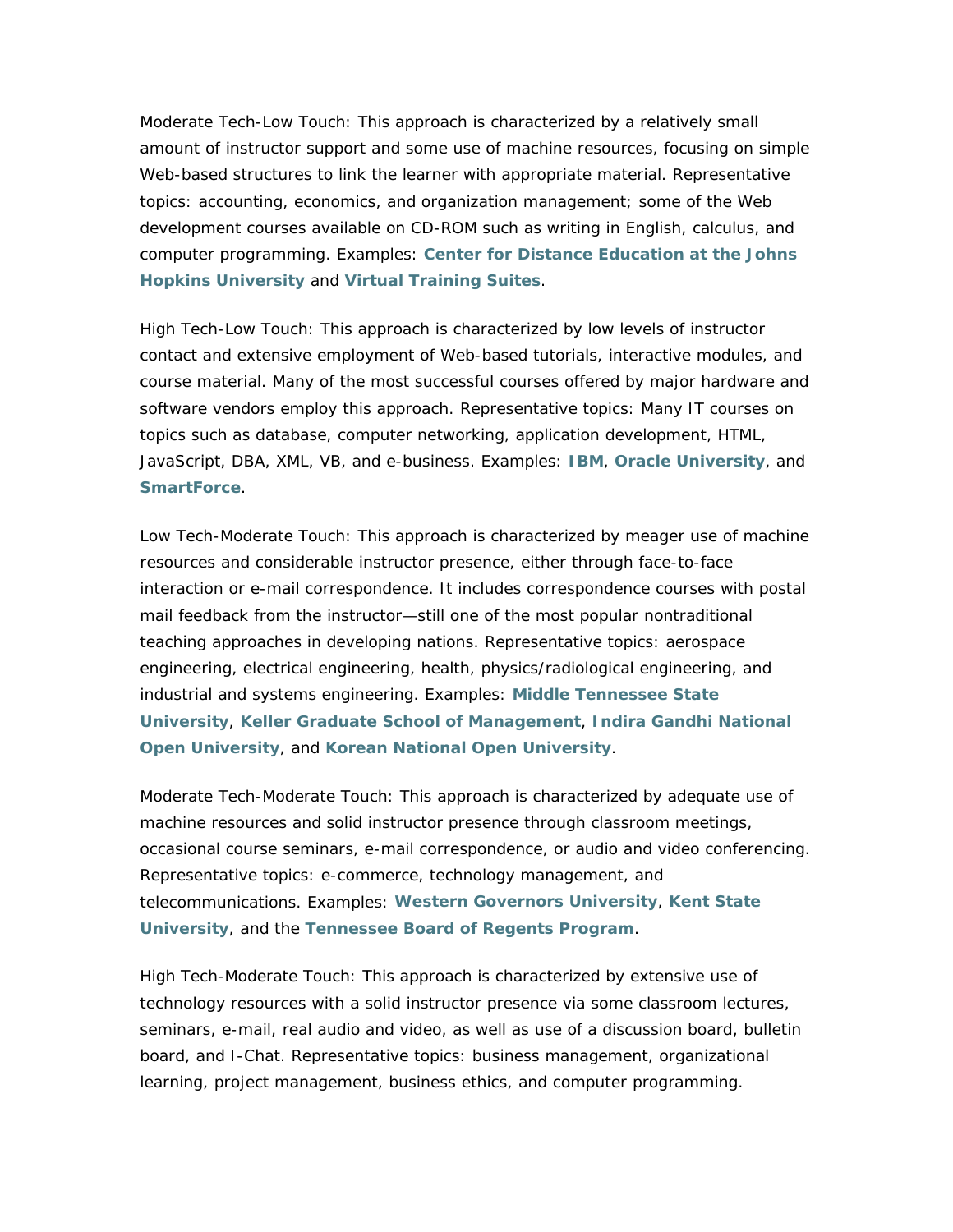Moderate Tech-Low Touch: This approach is characterized by a relatively small amount of instructor support and some use of machine resources, focusing on simple Web-based structures to link the learner with appropriate material. Representative topics: accounting, economics, and organization management; some of the Web development courses available on CD-ROM such as writing in English, calculus, and computer programming. Examples: **Center for Distance Education at the Johns Hopkins University** and **Virtual Training Suites**.

High Tech-Low Touch: This approach is characterized by low levels of instructor contact and extensive employment of Web-based tutorials, interactive modules, and course material. Many of the most successful courses offered by major hardware and software vendors employ this approach. Representative topics: Many IT courses on topics such as database, computer networking, application development, HTML, JavaScript, DBA, XML, VB, and e-business. Examples: **IBM**, **Oracle University**, and **SmartForce**.

Low Tech-Moderate Touch: This approach is characterized by meager use of machine resources and considerable instructor presence, either through face-to-face interaction or e-mail correspondence. It includes correspondence courses with postal mail feedback from the instructor—still one of the most popular nontraditional teaching approaches in developing nations. Representative topics: aerospace engineering, electrical engineering, health, physics/radiological engineering, and industrial and systems engineering. Examples: **Middle Tennessee State University**, **Keller Graduate School of Management**, **Indira Gandhi National Open University**, and **Korean National Open University**.

Moderate Tech-Moderate Touch: This approach is characterized by adequate use of machine resources and solid instructor presence through classroom meetings, occasional course seminars, e-mail correspondence, or audio and video conferencing. Representative topics: e-commerce, technology management, and telecommunications. Examples: **Western Governors University**, **Kent State University**, and the **Tennessee Board of Regents Program**.

High Tech-Moderate Touch: This approach is characterized by extensive use of technology resources with a solid instructor presence via some classroom lectures, seminars, e-mail, real audio and video, as well as use of a discussion board, bulletin board, and I-Chat. Representative topics: business management, organizational learning, project management, business ethics, and computer programming.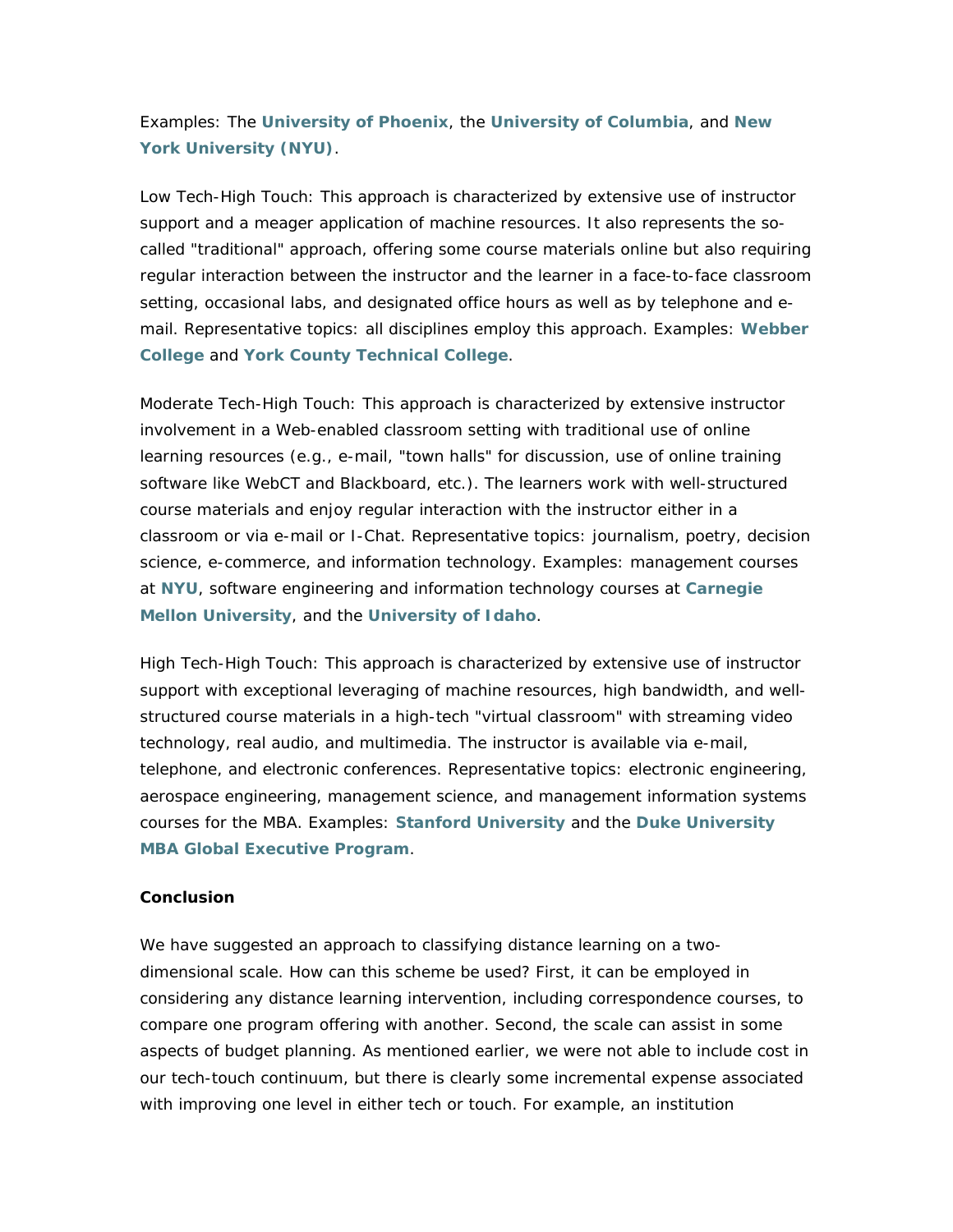Examples: The **University of Phoenix**, the **University of Columbia**, and **New York University (NYU)**.

Low Tech-High Touch: This approach is characterized by extensive use of instructor support and a meager application of machine resources. It also represents the so-called "traditional" approach, offering some course materials online but also requiring regular interaction between the instructor and the learner in a face-to-face classroom setting, occasional labs, and designated office hours as well as by telephone and e-mail. Representative topics: all disciplines employ this approach. Examples: **Webber College** and **York County Technical College**.

Moderate Tech-High Touch: This approach is characterized by extensive instructor involvement in a Web-enabled classroom setting with traditional use of online learning resources (e.g., e-mail, "town halls" for discussion, use of online training software like WebCT and Blackboard, etc.). The learners work with well-structured course materials and enjoy regular interaction with the instructor either in a classroom or via e-mail or I-Chat. Representative topics: journalism, poetry, decision science, e-commerce, and information technology. Examples: management courses at **NYU**, software engineering and information technology courses at **Carnegie Mellon University**, and the **University of Idaho**.

High Tech-High Touch: This approach is characterized by extensive use of instructor support with exceptional leveraging of machine resources, high bandwidth, and well-structured course materials in a high-tech "virtual classroom" with streaming video technology, real audio, and multimedia. The instructor is available via e-mail, telephone, and electronic conferences. Representative topics: electronic engineering, aerospace engineering, management science, and management information systems courses for the MBA. Examples: **Stanford University** and the **Duke University MBA Global Executive Program**.

**Conclusion**

We have suggested an approach to classifying distance learning on a two-dimensional scale. How can this scheme be used? First, it can be employed in considering any distance learning intervention, including correspondence courses, to compare one program offering with another. Second, the scale can assist in some aspects of budget planning. As mentioned earlier, we were not able to include cost in our tech-touch continuum, but there is clearly some incremental expense associated with improving one level in either tech or touch. For example, an institution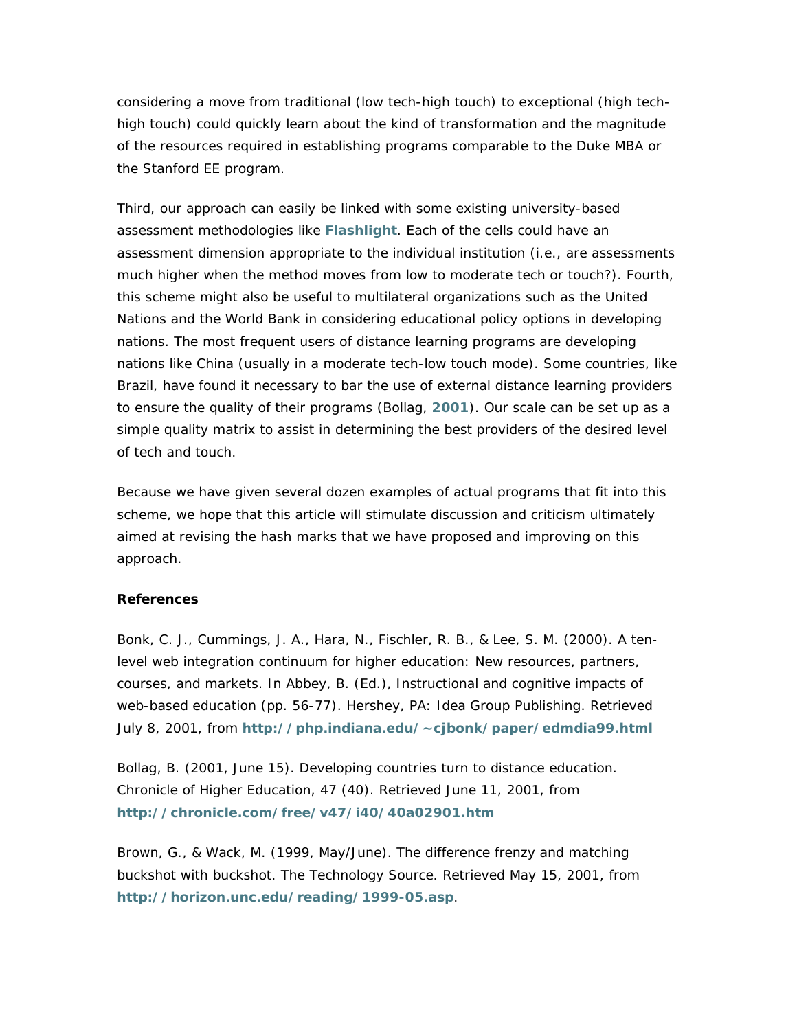considering a move from traditional (low tech-high touch) to exceptional (high tech-high touch) could quickly learn about the kind of transformation and the magnitude of the resources required in establishing programs comparable to the Duke MBA or the Stanford EE program.

Third, our approach can easily be linked with some existing university-based assessment methodologies like **Flashlight**. Each of the cells could have an assessment dimension appropriate to the individual institution (i.e., are assessments much higher when the method moves from low to moderate tech or touch?). Fourth, this scheme might also be useful to multilateral organizations such as the United Nations and the World Bank in considering educational policy options in developing nations. The most frequent users of distance learning programs are developing nations like China (usually in a moderate tech-low touch mode). Some countries, like Brazil, have found it necessary to bar the use of external distance learning providers to ensure the quality of their programs (Bollag, **2001**). Our scale can be set up as a simple quality matrix to assist in determining the best providers of the desired level of tech and touch.

Because we have given several dozen examples of actual programs that fit into this scheme, we hope that this article will stimulate discussion and criticism ultimately aimed at revising the hash marks that we have proposed and improving on this approach.

**References**

Bonk, C. J., Cummings, J. A., Hara, N., Fischler, R. B., & Lee, S. M. (2000). A ten-level web integration continuum for higher education: New resources, partners, courses, and markets. In Abbey, B. (Ed.), Instructional and cognitive impacts of web-based education (pp. 56-77). Hershey, PA: Idea Group Publishing. Retrieved July 8, 2001, from **http://php.indiana.edu/~cjbonk/paper/edmdia99.html**

Bollag, B. (2001, June 15). Developing countries turn to distance education. Chronicle of Higher Education, 47 (40). Retrieved June 11, 2001, from **http://chronicle.com/free/v47/i40/40a02901.htm**

Brown, G., & Wack, M. (1999, May/June). The difference frenzy and matching buckshot with buckshot. The Technology Source. Retrieved May 15, 2001, from **http://horizon.unc.edu/reading/1999-05.asp**.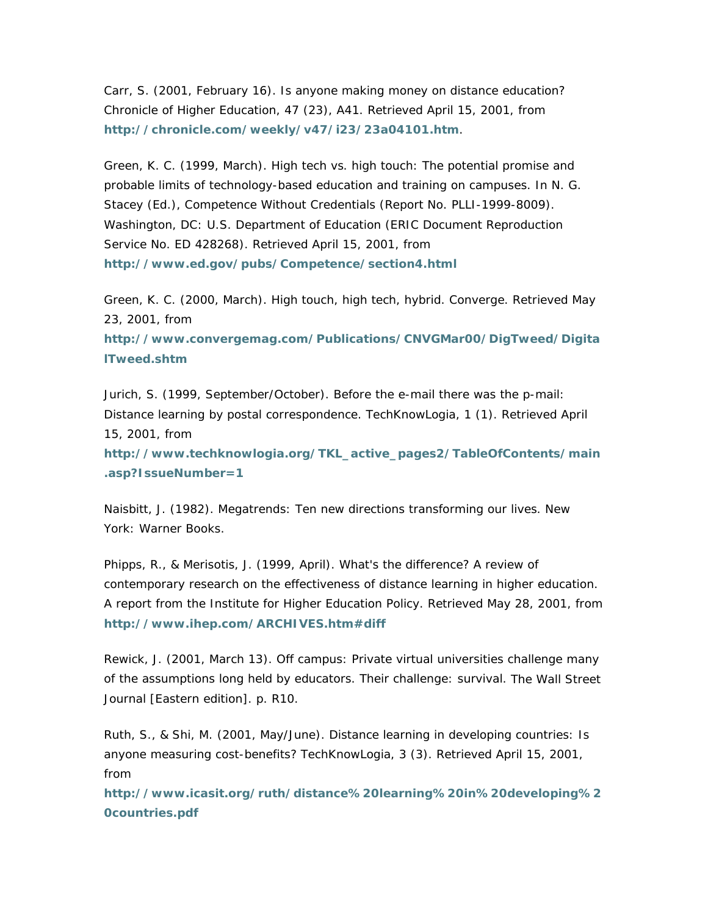Carr, S. (2001, February 16). Is anyone making money on distance education? Chronicle of Higher Education, 47 (23), A41. Retrieved April 15, 2001, from **http://chronicle.com/weekly/v47/i23/23a04101.htm**.

Green, K. C. (1999, March). High tech vs. high touch: The potential promise and probable limits of technology-based education and training on campuses. In N. G. Stacey (Ed.), Competence Without Credentials (Report No. PLLI-1999-8009). Washington, DC: U.S. Department of Education (ERIC Document Reproduction Service No. ED 428268). Retrieved April 15, 2001, from **http://www.ed.gov/pubs/Competence/section4.html**

Green, K. C. (2000, March). High touch, high tech, hybrid. Converge. Retrieved May 23, 2001, from **http://www.convergemag.com/Publications/CNVGMar00/DigTweed/DigitalTweed.shtm**

Jurich, S. (1999, September/October). Before the e-mail there was the p-mail: Distance learning by postal correspondence. TechKnowLogia, 1 (1). Retrieved April 15, 2001, from **http://www.techknowlogia.org/TKL_active_pages2/TableOfContents/main.asp?IssueNumber=1**

Naisbitt, J. (1982). Megatrends: Ten new directions transforming our lives. New York: Warner Books.

Phipps, R., & Merisotis, J. (1999, April). What's the difference? A review of contemporary research on the effectiveness of distance learning in higher education. A report from the Institute for Higher Education Policy. Retrieved May 28, 2001, from **http://www.ihep.com/ARCHIVES.htm#diff**

Rewick, J. (2001, March 13). Off campus: Private virtual universities challenge many of the assumptions long held by educators. Their challenge: survival. The Wall Street Journal [Eastern edition]. p. R10.

Ruth, S., & Shi, M. (2001, May/June). Distance learning in developing countries: Is anyone measuring cost-benefits? TechKnowLogia, 3 (3). Retrieved April 15, 2001, from **http://www.icasit.org/ruth/distance%20learning%20in%20developing%20countries.pdf**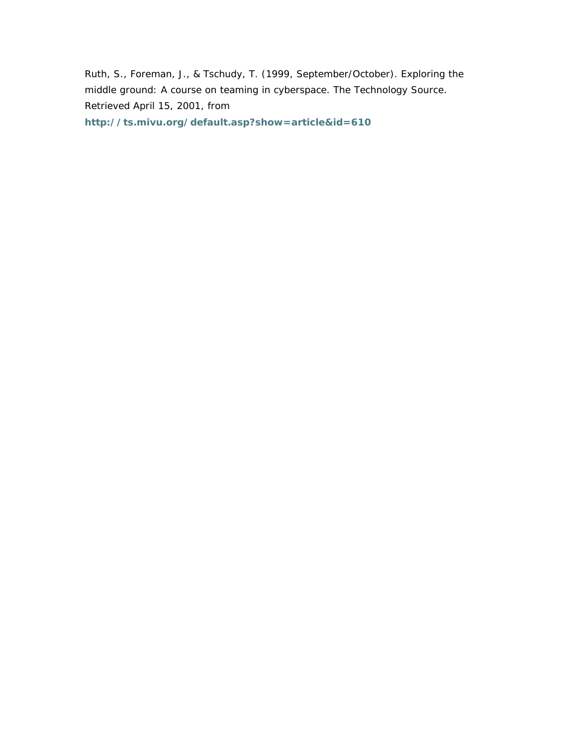Ruth, S., Foreman, J., & Tschudy, T. (1999, September/October). Exploring the middle ground: A course on teaming in cyberspace. The Technology Source. Retrieved April 15, 2001, from **http://ts.mivu.org/default.asp?show=article&id=610**